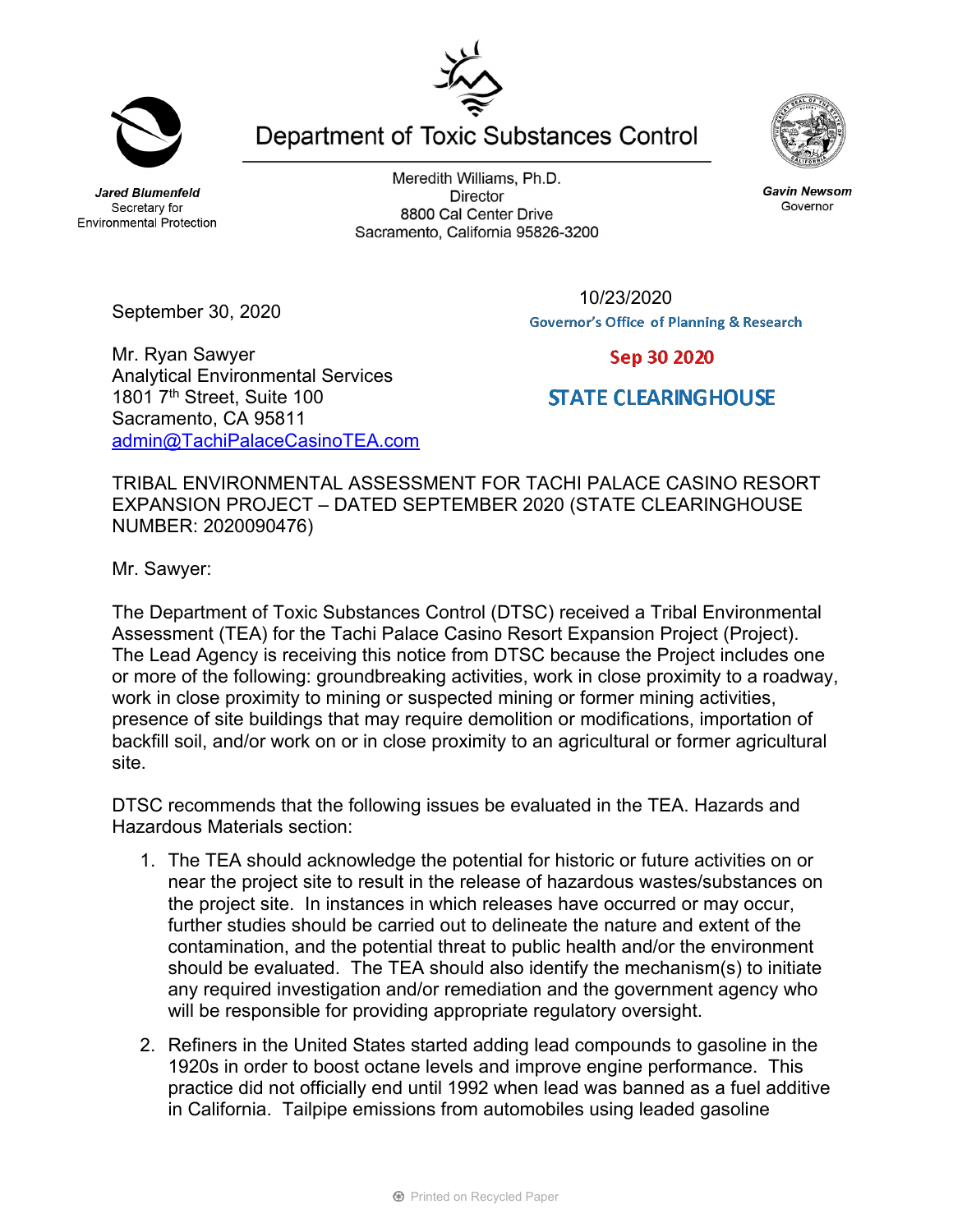# Department of Toxic Substances Control

**Jared Blumenfeld**
Secretary for
Environmental Protection

Meredith Williams, Ph.D.
Director
8800 Cal Center Drive
Sacramento, California 95826-3200

**Gavin Newsom**
Governor

September 30, 2020

10/23/2020
Governor's Office of Planning & Research

**Sep 30 2020**

**STATE CLEARINGHOUSE**

Mr. Ryan Sawyer
Analytical Environmental Services
1801 7th Street, Suite 100
Sacramento, CA 95811
admin@TachiPalaceCasinoTEA.com

TRIBAL ENVIRONMENTAL ASSESSMENT FOR TACHI PALACE CASINO RESORT EXPANSION PROJECT – DATED SEPTEMBER 2020 (STATE CLEARINGHOUSE NUMBER: 2020090476)

Mr. Sawyer:

The Department of Toxic Substances Control (DTSC) received a Tribal Environmental Assessment (TEA) for the Tachi Palace Casino Resort Expansion Project (Project). The Lead Agency is receiving this notice from DTSC because the Project includes one or more of the following: groundbreaking activities, work in close proximity to a roadway, work in close proximity to mining or suspected mining or former mining activities, presence of site buildings that may require demolition or modifications, importation of backfill soil, and/or work on or in close proximity to an agricultural or former agricultural site.

DTSC recommends that the following issues be evaluated in the TEA. Hazards and Hazardous Materials section:

1. The TEA should acknowledge the potential for historic or future activities on or near the project site to result in the release of hazardous wastes/substances on the project site. In instances in which releases have occurred or may occur, further studies should be carried out to delineate the nature and extent of the contamination, and the potential threat to public health and/or the environment should be evaluated. The TEA should also identify the mechanism(s) to initiate any required investigation and/or remediation and the government agency who will be responsible for providing appropriate regulatory oversight.
2. Refiners in the United States started adding lead compounds to gasoline in the 1920s in order to boost octane levels and improve engine performance. This practice did not officially end until 1992 when lead was banned as a fuel additive in California. Tailpipe emissions from automobiles using leaded gasoline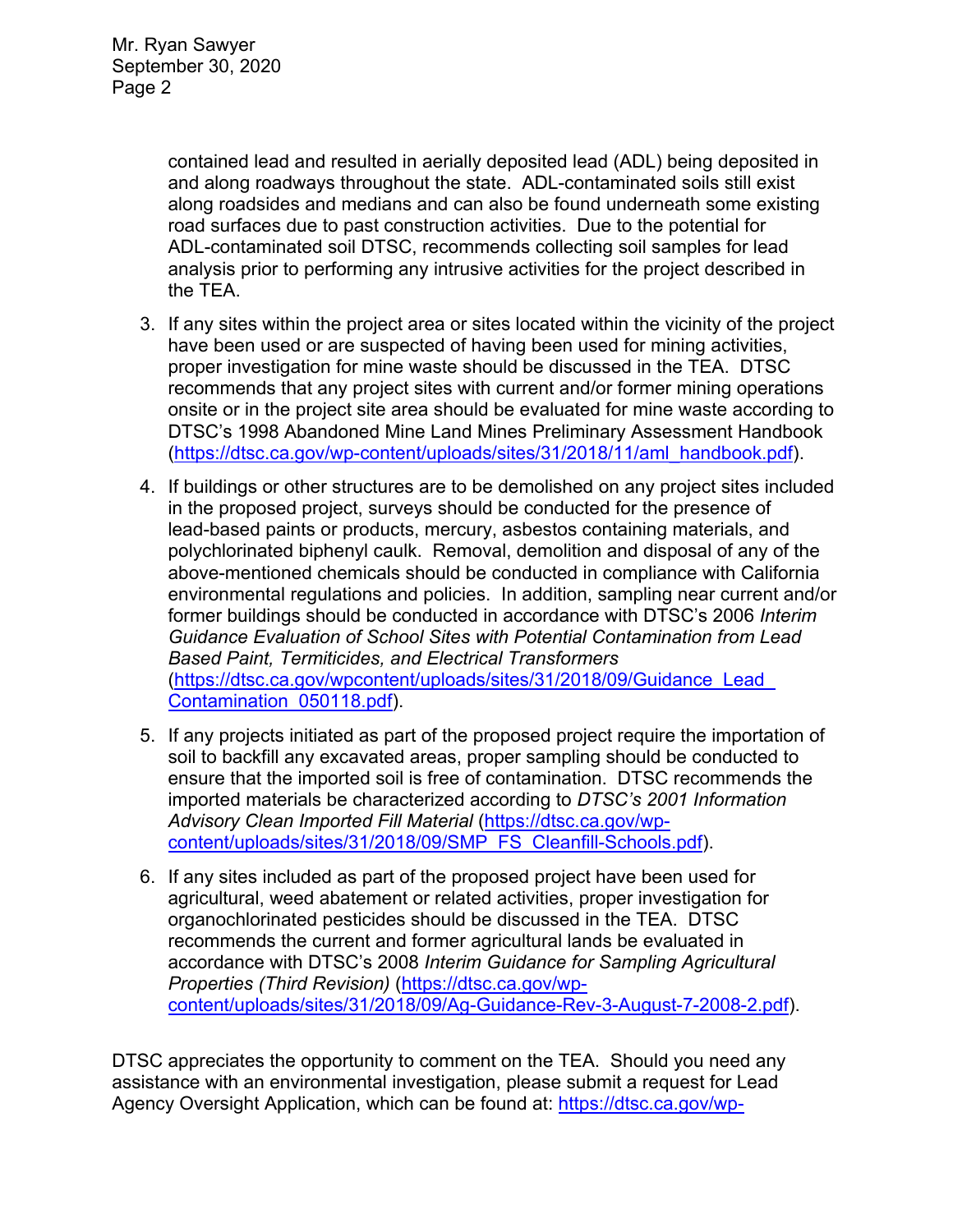contained lead and resulted in aerially deposited lead (ADL) being deposited in and along roadways throughout the state. ADL-contaminated soils still exist along roadsides and medians and can also be found underneath some existing road surfaces due to past construction activities. Due to the potential for ADL-contaminated soil DTSC, recommends collecting soil samples for lead analysis prior to performing any intrusive activities for the project described in the TEA.

3. If any sites within the project area or sites located within the vicinity of the project have been used or are suspected of having been used for mining activities, proper investigation for mine waste should be discussed in the TEA. DTSC recommends that any project sites with current and/or former mining operations onsite or in the project site area should be evaluated for mine waste according to DTSC's 1998 Abandoned Mine Land Mines Preliminary Assessment Handbook (https://dtsc.ca.gov/wp-content/uploads/sites/31/2018/11/aml_handbook.pdf).

4. If buildings or other structures are to be demolished on any project sites included in the proposed project, surveys should be conducted for the presence of lead-based paints or products, mercury, asbestos containing materials, and polychlorinated biphenyl caulk. Removal, demolition and disposal of any of the above-mentioned chemicals should be conducted in compliance with California environmental regulations and policies. In addition, sampling near current and/or former buildings should be conducted in accordance with DTSC's 2006 *Interim Guidance Evaluation of School Sites with Potential Contamination from Lead Based Paint, Termiticides, and Electrical Transformers* (https://dtsc.ca.gov/wpcontent/uploads/sites/31/2018/09/Guidance_Lead_Contamination_050118.pdf).

5. If any projects initiated as part of the proposed project require the importation of soil to backfill any excavated areas, proper sampling should be conducted to ensure that the imported soil is free of contamination. DTSC recommends the imported materials be characterized according to *DTSC's 2001 Information Advisory Clean Imported Fill Material* (https://dtsc.ca.gov/wp-content/uploads/sites/31/2018/09/SMP_FS_Cleanfill-Schools.pdf).

6. If any sites included as part of the proposed project have been used for agricultural, weed abatement or related activities, proper investigation for organochlorinated pesticides should be discussed in the TEA. DTSC recommends the current and former agricultural lands be evaluated in accordance with DTSC's 2008 *Interim Guidance for Sampling Agricultural Properties (Third Revision)* (https://dtsc.ca.gov/wp-content/uploads/sites/31/2018/09/Ag-Guidance-Rev-3-August-7-2008-2.pdf).

DTSC appreciates the opportunity to comment on the TEA. Should you need any assistance with an environmental investigation, please submit a request for Lead Agency Oversight Application, which can be found at: https://dtsc.ca.gov/wp-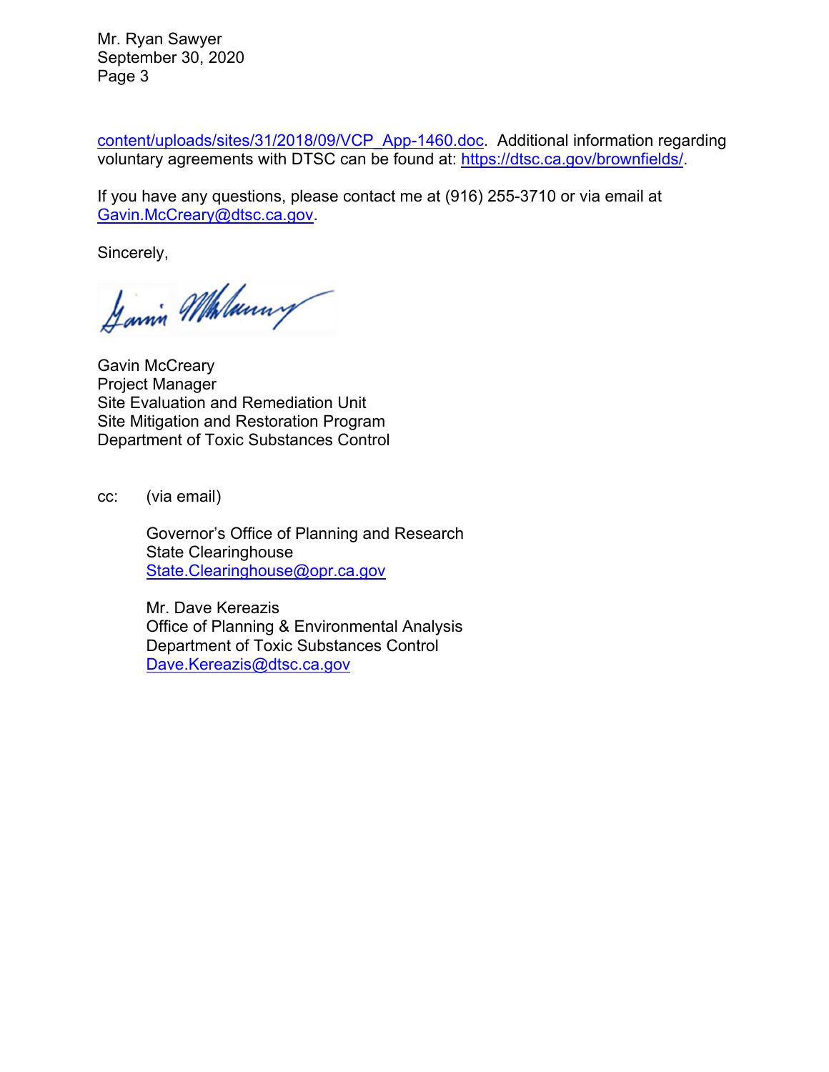content/uploads/sites/31/2018/09/VCP_App-1460.doc. Additional information regarding voluntary agreements with DTSC can be found at: https://dtsc.ca.gov/brownfields/.

If you have any questions, please contact me at (916) 255-3710 or via email at Gavin.McCreary@dtsc.ca.gov.

Sincerely,

Gavin McCreary
Project Manager
Site Evaluation and Remediation Unit
Site Mitigation and Restoration Program
Department of Toxic Substances Control

cc: (via email)

Governor's Office of Planning and Research
State Clearinghouse
State.Clearinghouse@opr.ca.gov

Mr. Dave Kereazis
Office of Planning & Environmental Analysis
Department of Toxic Substances Control
Dave.Kereazis@dtsc.ca.gov